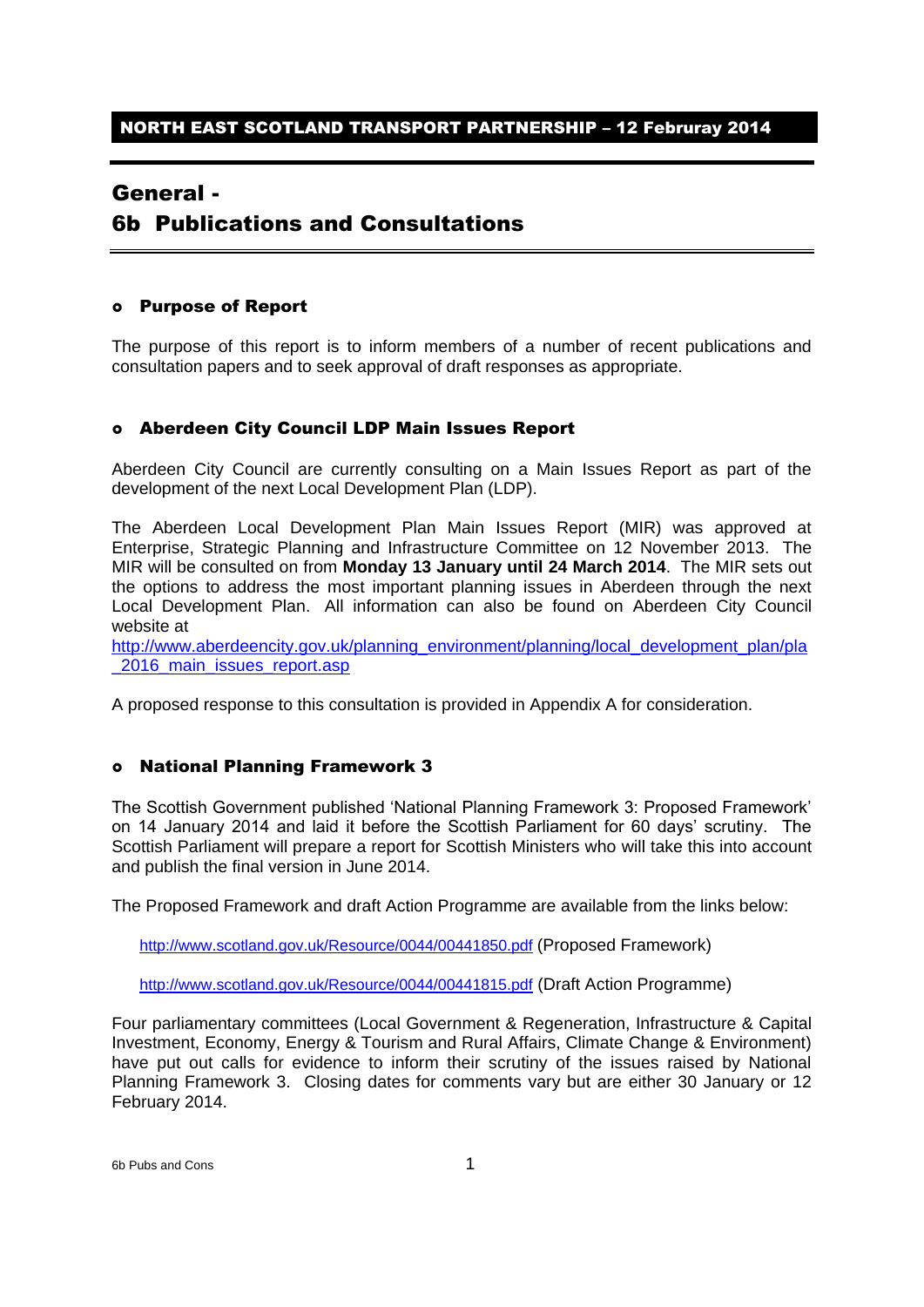**NORTH EAST SCOTLAND TRANSPORT PARTNERSHIP – 12 Februray 2014**

# General - 6b Publications and Consultations

## Purpose of Report

The purpose of this report is to inform members of a number of recent publications and consultation papers and to seek approval of draft responses as appropriate.

## Aberdeen City Council LDP Main Issues Report

Aberdeen City Council are currently consulting on a Main Issues Report as part of the development of the next Local Development Plan (LDP).

The Aberdeen Local Development Plan Main Issues Report (MIR) was approved at Enterprise, Strategic Planning and Infrastructure Committee on 12 November 2013. The MIR will be consulted on from **Monday 13 January until 24 March 2014**. The MIR sets out the options to address the most important planning issues in Aberdeen through the next Local Development Plan. All information can also be found on Aberdeen City Council website at
http://www.aberdeencity.gov.uk/planning_environment/planning/local_development_plan/pla_2016_main_issues_report.asp

A proposed response to this consultation is provided in Appendix A for consideration.

## National Planning Framework 3

The Scottish Government published 'National Planning Framework 3: Proposed Framework' on 14 January 2014 and laid it before the Scottish Parliament for 60 days' scrutiny. The Scottish Parliament will prepare a report for Scottish Ministers who will take this into account and publish the final version in June 2014.

The Proposed Framework and draft Action Programme are available from the links below:

http://www.scotland.gov.uk/Resource/0044/00441850.pdf (Proposed Framework)

http://www.scotland.gov.uk/Resource/0044/00441815.pdf (Draft Action Programme)

Four parliamentary committees (Local Government & Regeneration, Infrastructure & Capital Investment, Economy, Energy & Tourism and Rural Affairs, Climate Change & Environment) have put out calls for evidence to inform their scrutiny of the issues raised by National Planning Framework 3. Closing dates for comments vary but are either 30 January or 12 February 2014.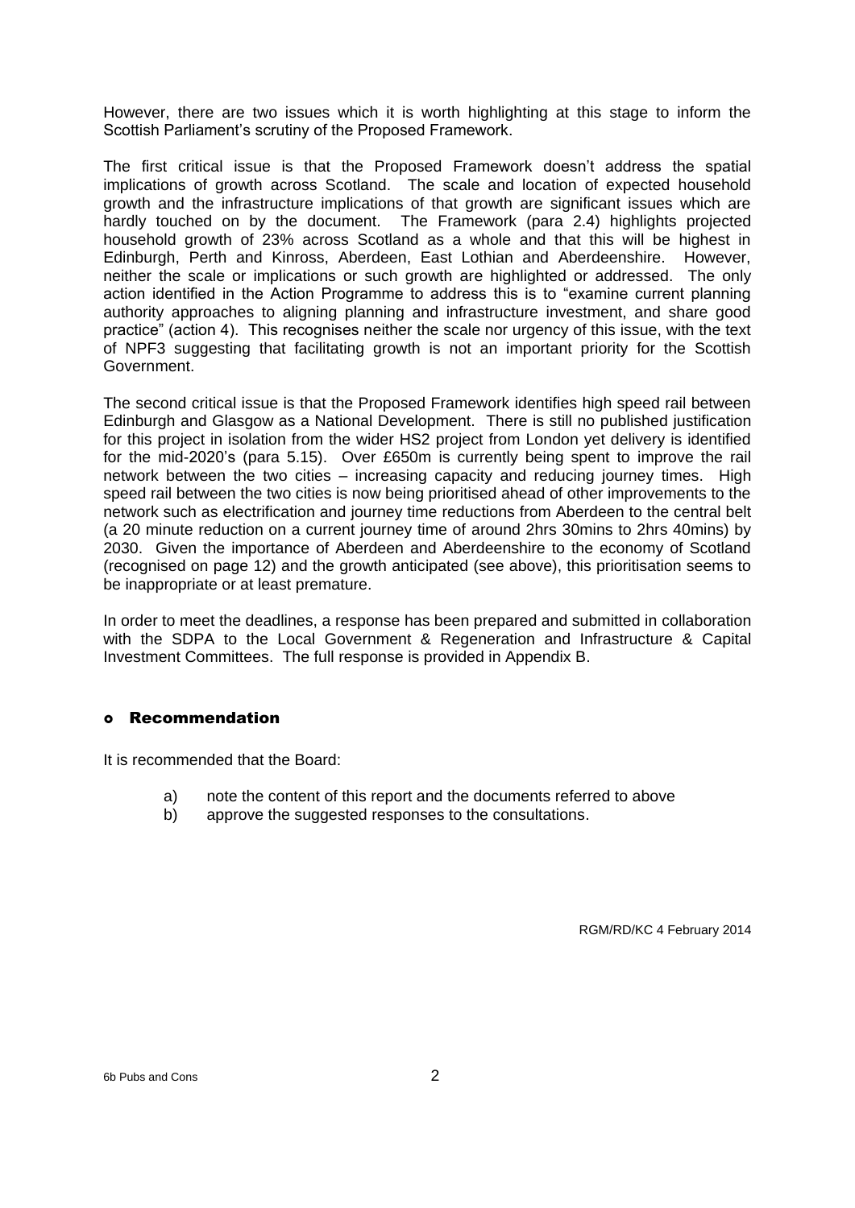However, there are two issues which it is worth highlighting at this stage to inform the Scottish Parliament's scrutiny of the Proposed Framework.

The first critical issue is that the Proposed Framework doesn't address the spatial implications of growth across Scotland. The scale and location of expected household growth and the infrastructure implications of that growth are significant issues which are hardly touched on by the document. The Framework (para 2.4) highlights projected household growth of 23% across Scotland as a whole and that this will be highest in Edinburgh, Perth and Kinross, Aberdeen, East Lothian and Aberdeenshire. However, neither the scale or implications or such growth are highlighted or addressed. The only action identified in the Action Programme to address this is to "examine current planning authority approaches to aligning planning and infrastructure investment, and share good practice" (action 4). This recognises neither the scale nor urgency of this issue, with the text of NPF3 suggesting that facilitating growth is not an important priority for the Scottish Government.

The second critical issue is that the Proposed Framework identifies high speed rail between Edinburgh and Glasgow as a National Development. There is still no published justification for this project in isolation from the wider HS2 project from London yet delivery is identified for the mid-2020's (para 5.15). Over £650m is currently being spent to improve the rail network between the two cities – increasing capacity and reducing journey times. High speed rail between the two cities is now being prioritised ahead of other improvements to the network such as electrification and journey time reductions from Aberdeen to the central belt (a 20 minute reduction on a current journey time of around 2hrs 30mins to 2hrs 40mins) by 2030. Given the importance of Aberdeen and Aberdeenshire to the economy of Scotland (recognised on page 12) and the growth anticipated (see above), this prioritisation seems to be inappropriate or at least premature.

In order to meet the deadlines, a response has been prepared and submitted in collaboration with the SDPA to the Local Government & Regeneration and Infrastructure & Capital Investment Committees. The full response is provided in Appendix B.

## Recommendation

It is recommended that the Board:

a) note the content of this report and the documents referred to above
b) approve the suggested responses to the consultations.

RGM/RD/KC 4 February 2014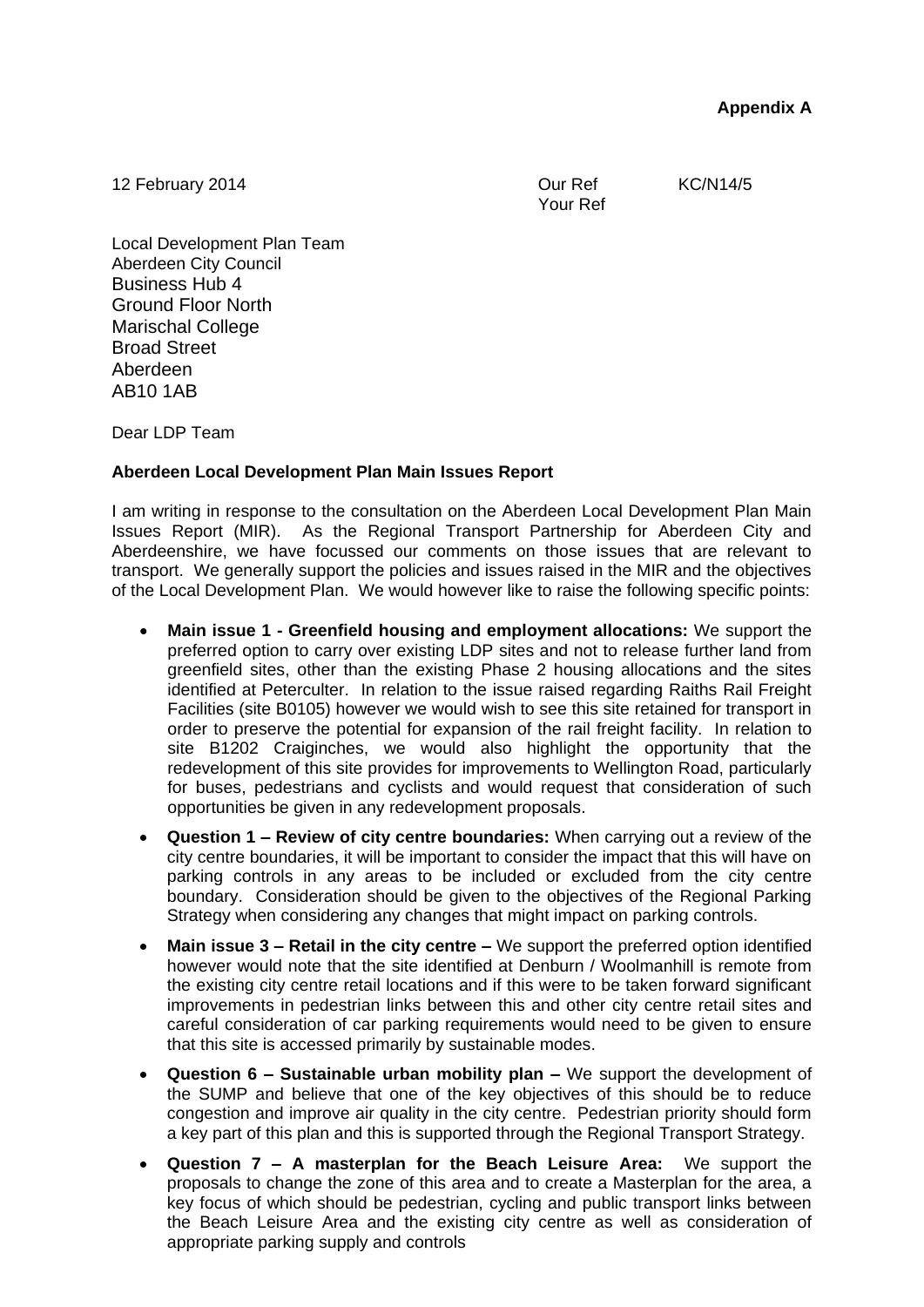**Appendix A**

12 February 2014

Our Ref KC/N14/5
Your Ref

Local Development Plan Team
Aberdeen City Council
Business Hub 4
Ground Floor North
Marischal College
Broad Street
Aberdeen
AB10 1AB

Dear LDP Team

**Aberdeen Local Development Plan Main Issues Report**

I am writing in response to the consultation on the Aberdeen Local Development Plan Main Issues Report (MIR). As the Regional Transport Partnership for Aberdeen City and Aberdeenshire, we have focussed our comments on those issues that are relevant to transport. We generally support the policies and issues raised in the MIR and the objectives of the Local Development Plan. We would however like to raise the following specific points:

- **Main issue 1 - Greenfield housing and employment allocations:** We support the preferred option to carry over existing LDP sites and not to release further land from greenfield sites, other than the existing Phase 2 housing allocations and the sites identified at Peterculter. In relation to the issue raised regarding Raiths Rail Freight Facilities (site B0105) however we would wish to see this site retained for transport in order to preserve the potential for expansion of the rail freight facility. In relation to site B1202 Craiginches, we would also highlight the opportunity that the redevelopment of this site provides for improvements to Wellington Road, particularly for buses, pedestrians and cyclists and would request that consideration of such opportunities be given in any redevelopment proposals.
- **Question 1 – Review of city centre boundaries:** When carrying out a review of the city centre boundaries, it will be important to consider the impact that this will have on parking controls in any areas to be included or excluded from the city centre boundary. Consideration should be given to the objectives of the Regional Parking Strategy when considering any changes that might impact on parking controls.
- **Main issue 3 – Retail in the city centre –** We support the preferred option identified however would note that the site identified at Denburn / Woolmanhill is remote from the existing city centre retail locations and if this were to be taken forward significant improvements in pedestrian links between this and other city centre retail sites and careful consideration of car parking requirements would need to be given to ensure that this site is accessed primarily by sustainable modes.
- **Question 6 – Sustainable urban mobility plan –** We support the development of the SUMP and believe that one of the key objectives of this should be to reduce congestion and improve air quality in the city centre. Pedestrian priority should form a key part of this plan and this is supported through the Regional Transport Strategy.
- **Question 7 – A masterplan for the Beach Leisure Area:** We support the proposals to change the zone of this area and to create a Masterplan for the area, a key focus of which should be pedestrian, cycling and public transport links between the Beach Leisure Area and the existing city centre as well as consideration of appropriate parking supply and controls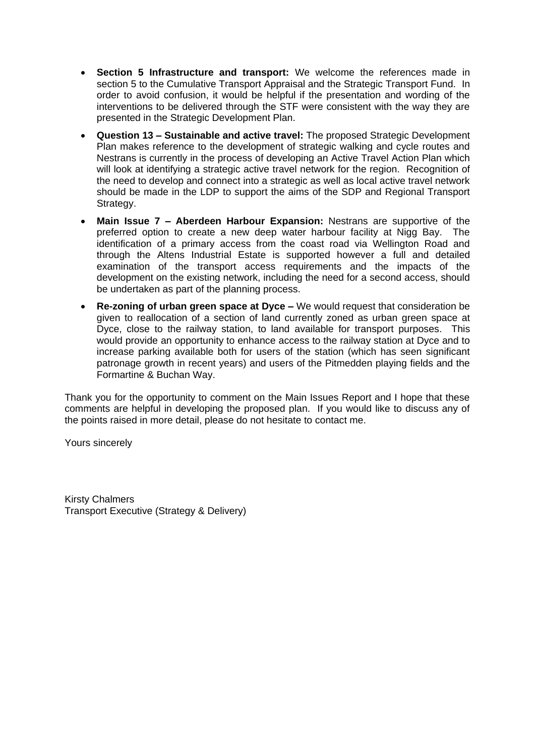- **Section 5 Infrastructure and transport:** We welcome the references made in section 5 to the Cumulative Transport Appraisal and the Strategic Transport Fund. In order to avoid confusion, it would be helpful if the presentation and wording of the interventions to be delivered through the STF were consistent with the way they are presented in the Strategic Development Plan.
- **Question 13 – Sustainable and active travel:** The proposed Strategic Development Plan makes reference to the development of strategic walking and cycle routes and Nestrans is currently in the process of developing an Active Travel Action Plan which will look at identifying a strategic active travel network for the region. Recognition of the need to develop and connect into a strategic as well as local active travel network should be made in the LDP to support the aims of the SDP and Regional Transport Strategy.
- **Main Issue 7 – Aberdeen Harbour Expansion:** Nestrans are supportive of the preferred option to create a new deep water harbour facility at Nigg Bay. The identification of a primary access from the coast road via Wellington Road and through the Altens Industrial Estate is supported however a full and detailed examination of the transport access requirements and the impacts of the development on the existing network, including the need for a second access, should be undertaken as part of the planning process.
- **Re-zoning of urban green space at Dyce –** We would request that consideration be given to reallocation of a section of land currently zoned as urban green space at Dyce, close to the railway station, to land available for transport purposes. This would provide an opportunity to enhance access to the railway station at Dyce and to increase parking available both for users of the station (which has seen significant patronage growth in recent years) and users of the Pitmedden playing fields and the Formartine & Buchan Way.

Thank you for the opportunity to comment on the Main Issues Report and I hope that these comments are helpful in developing the proposed plan. If you would like to discuss any of the points raised in more detail, please do not hesitate to contact me.

Yours sincerely

Kirsty Chalmers
Transport Executive (Strategy & Delivery)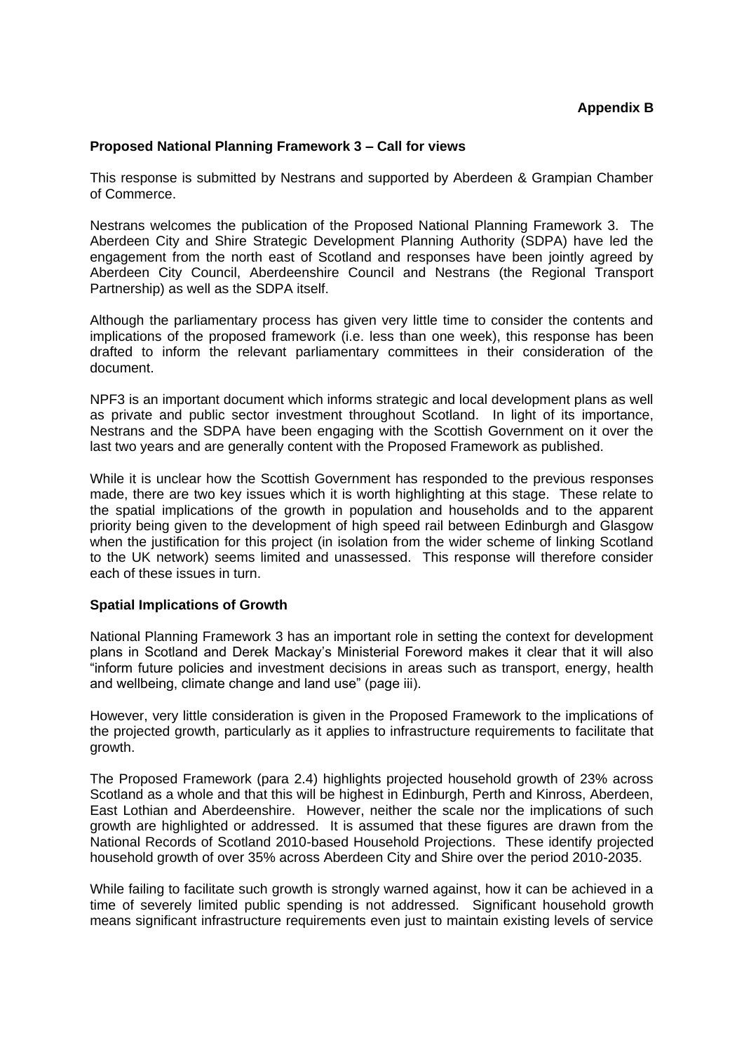**Appendix B**

**Proposed National Planning Framework 3 – Call for views**

This response is submitted by Nestrans and supported by Aberdeen & Grampian Chamber of Commerce.

Nestrans welcomes the publication of the Proposed National Planning Framework 3. The Aberdeen City and Shire Strategic Development Planning Authority (SDPA) have led the engagement from the north east of Scotland and responses have been jointly agreed by Aberdeen City Council, Aberdeenshire Council and Nestrans (the Regional Transport Partnership) as well as the SDPA itself.

Although the parliamentary process has given very little time to consider the contents and implications of the proposed framework (i.e. less than one week), this response has been drafted to inform the relevant parliamentary committees in their consideration of the document.

NPF3 is an important document which informs strategic and local development plans as well as private and public sector investment throughout Scotland. In light of its importance, Nestrans and the SDPA have been engaging with the Scottish Government on it over the last two years and are generally content with the Proposed Framework as published.

While it is unclear how the Scottish Government has responded to the previous responses made, there are two key issues which it is worth highlighting at this stage. These relate to the spatial implications of the growth in population and households and to the apparent priority being given to the development of high speed rail between Edinburgh and Glasgow when the justification for this project (in isolation from the wider scheme of linking Scotland to the UK network) seems limited and unassessed. This response will therefore consider each of these issues in turn.

**Spatial Implications of Growth**

National Planning Framework 3 has an important role in setting the context for development plans in Scotland and Derek Mackay's Ministerial Foreword makes it clear that it will also "inform future policies and investment decisions in areas such as transport, energy, health and wellbeing, climate change and land use" (page iii).

However, very little consideration is given in the Proposed Framework to the implications of the projected growth, particularly as it applies to infrastructure requirements to facilitate that growth.

The Proposed Framework (para 2.4) highlights projected household growth of 23% across Scotland as a whole and that this will be highest in Edinburgh, Perth and Kinross, Aberdeen, East Lothian and Aberdeenshire. However, neither the scale nor the implications of such growth are highlighted or addressed. It is assumed that these figures are drawn from the National Records of Scotland 2010-based Household Projections. These identify projected household growth of over 35% across Aberdeen City and Shire over the period 2010-2035.

While failing to facilitate such growth is strongly warned against, how it can be achieved in a time of severely limited public spending is not addressed. Significant household growth means significant infrastructure requirements even just to maintain existing levels of service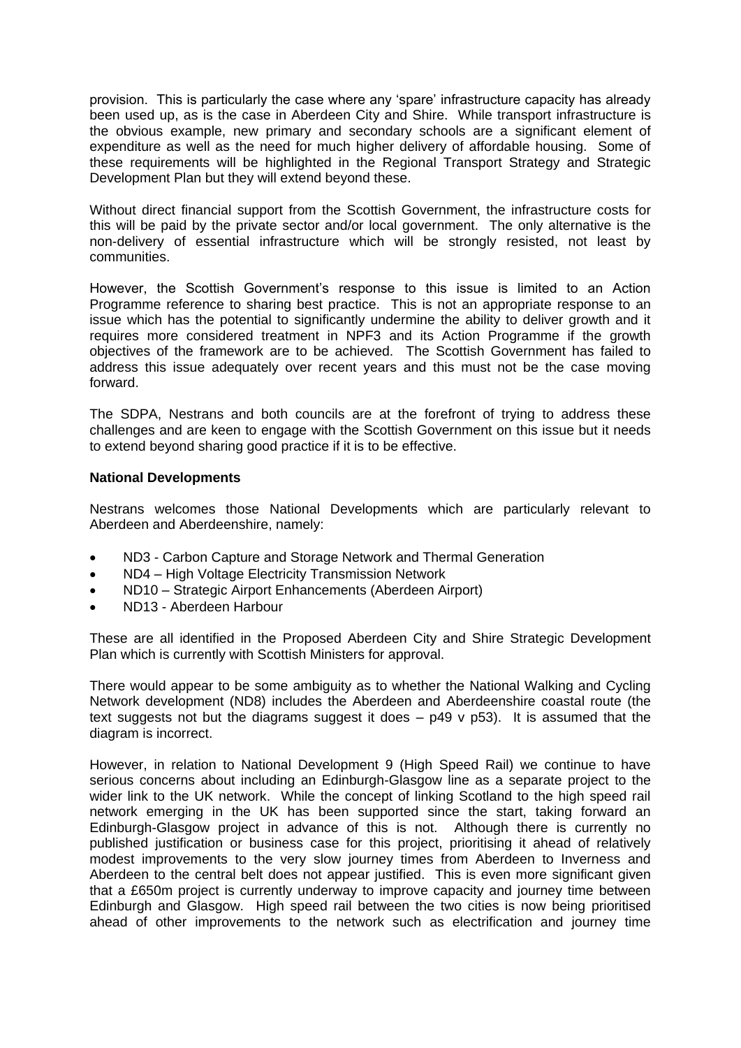provision. This is particularly the case where any 'spare' infrastructure capacity has already been used up, as is the case in Aberdeen City and Shire. While transport infrastructure is the obvious example, new primary and secondary schools are a significant element of expenditure as well as the need for much higher delivery of affordable housing. Some of these requirements will be highlighted in the Regional Transport Strategy and Strategic Development Plan but they will extend beyond these.

Without direct financial support from the Scottish Government, the infrastructure costs for this will be paid by the private sector and/or local government. The only alternative is the non-delivery of essential infrastructure which will be strongly resisted, not least by communities.

However, the Scottish Government's response to this issue is limited to an Action Programme reference to sharing best practice. This is not an appropriate response to an issue which has the potential to significantly undermine the ability to deliver growth and it requires more considered treatment in NPF3 and its Action Programme if the growth objectives of the framework are to be achieved. The Scottish Government has failed to address this issue adequately over recent years and this must not be the case moving forward.

The SDPA, Nestrans and both councils are at the forefront of trying to address these challenges and are keen to engage with the Scottish Government on this issue but it needs to extend beyond sharing good practice if it is to be effective.

**National Developments**

Nestrans welcomes those National Developments which are particularly relevant to Aberdeen and Aberdeenshire, namely:

- ND3 - Carbon Capture and Storage Network and Thermal Generation
- ND4 – High Voltage Electricity Transmission Network
- ND10 – Strategic Airport Enhancements (Aberdeen Airport)
- ND13 - Aberdeen Harbour

These are all identified in the Proposed Aberdeen City and Shire Strategic Development Plan which is currently with Scottish Ministers for approval.

There would appear to be some ambiguity as to whether the National Walking and Cycling Network development (ND8) includes the Aberdeen and Aberdeenshire coastal route (the text suggests not but the diagrams suggest it does – p49 v p53). It is assumed that the diagram is incorrect.

However, in relation to National Development 9 (High Speed Rail) we continue to have serious concerns about including an Edinburgh-Glasgow line as a separate project to the wider link to the UK network. While the concept of linking Scotland to the high speed rail network emerging in the UK has been supported since the start, taking forward an Edinburgh-Glasgow project in advance of this is not. Although there is currently no published justification or business case for this project, prioritising it ahead of relatively modest improvements to the very slow journey times from Aberdeen to Inverness and Aberdeen to the central belt does not appear justified. This is even more significant given that a £650m project is currently underway to improve capacity and journey time between Edinburgh and Glasgow. High speed rail between the two cities is now being prioritised ahead of other improvements to the network such as electrification and journey time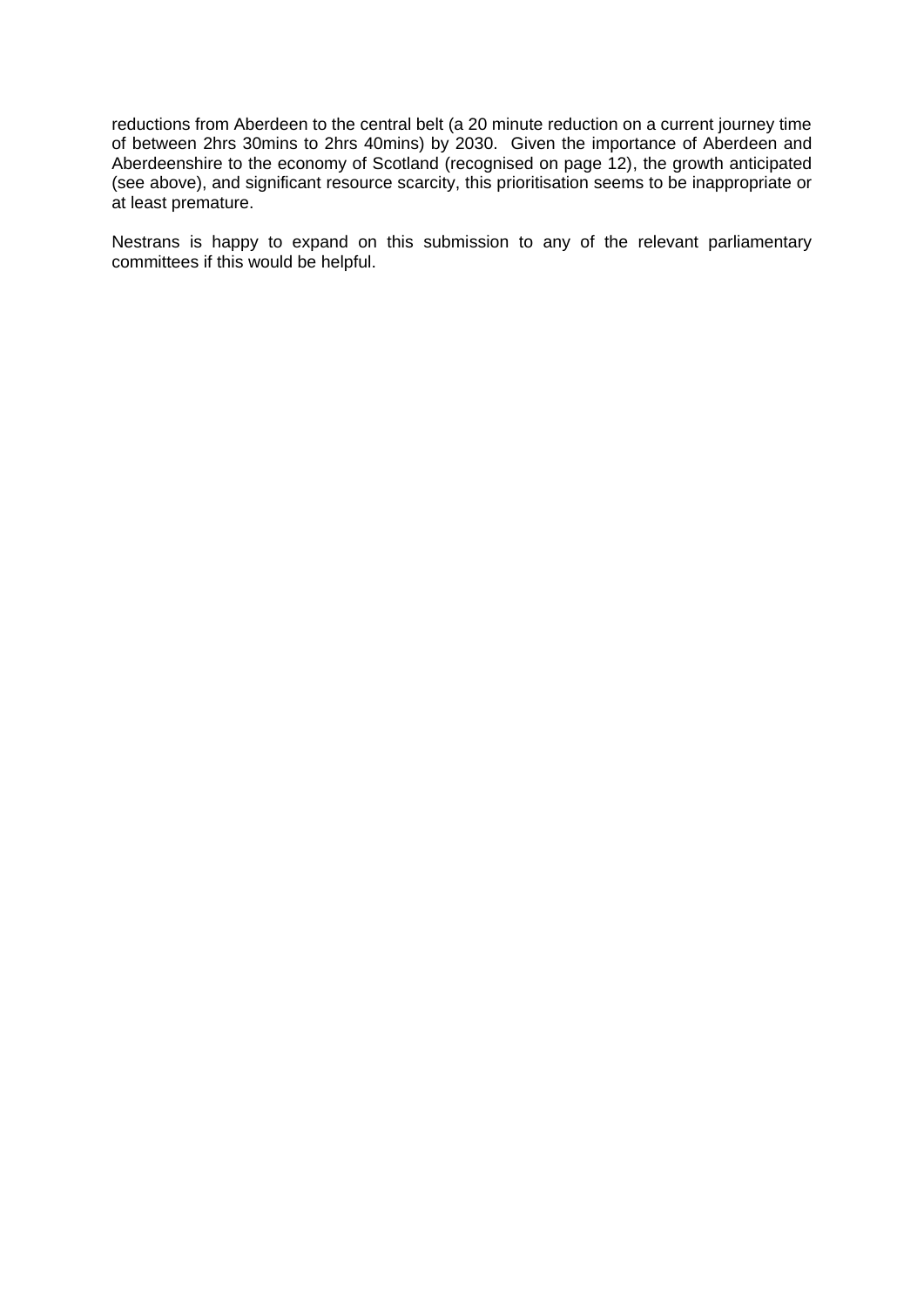reductions from Aberdeen to the central belt (a 20 minute reduction on a current journey time of between 2hrs 30mins to 2hrs 40mins) by 2030. Given the importance of Aberdeen and Aberdeenshire to the economy of Scotland (recognised on page 12), the growth anticipated (see above), and significant resource scarcity, this prioritisation seems to be inappropriate or at least premature.

Nestrans is happy to expand on this submission to any of the relevant parliamentary committees if this would be helpful.